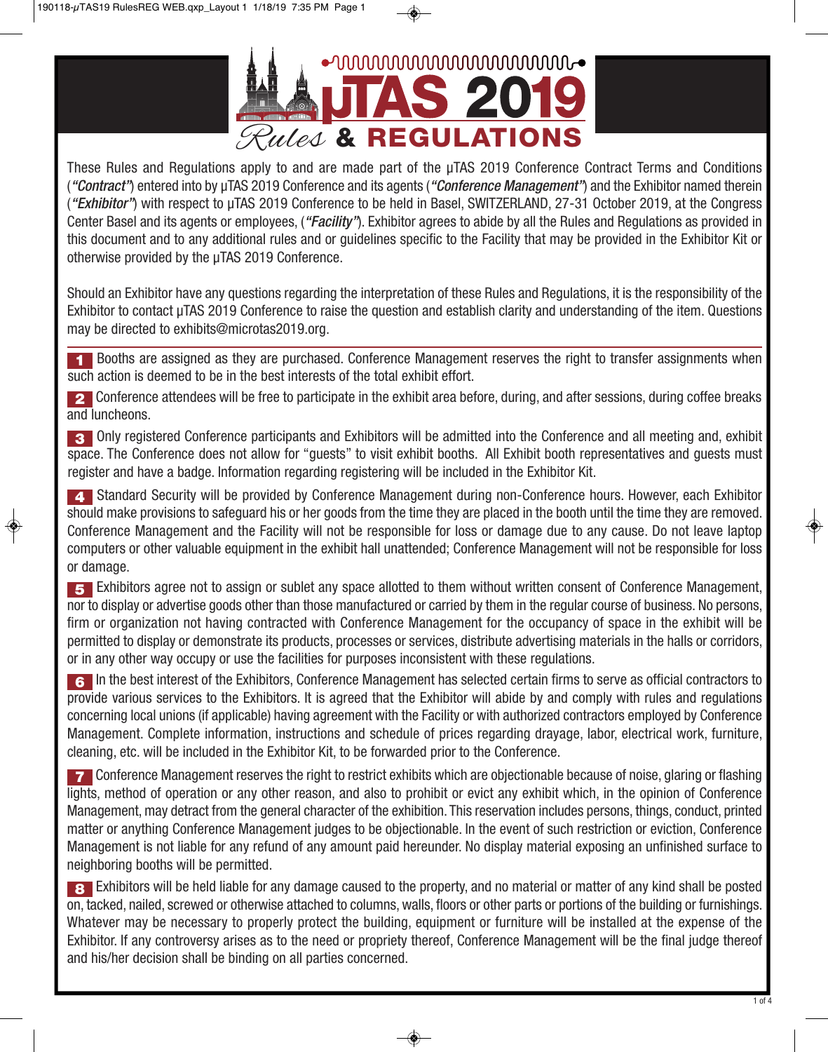# µTAS 2019 Rules & REGULATIONS

These Rules and Regulations apply to and are made part of the µTAS 2019 Conference Contract Terms and Conditions (***"Contract"***) entered into by µTAS 2019 Conference and its agents (***"Conference Management"***) and the Exhibitor named therein (***"Exhibitor"***) with respect to µTAS 2019 Conference to be held in Basel, SWITZERLAND, 27-31 October 2019, at the Congress Center Basel and its agents or employees, (***"Facility"***). Exhibitor agrees to abide by all the Rules and Regulations as provided in this document and to any additional rules and or guidelines specific to the Facility that may be provided in the Exhibitor Kit or otherwise provided by the µTAS 2019 Conference.

Should an Exhibitor have any questions regarding the interpretation of these Rules and Regulations, it is the responsibility of the Exhibitor to contact µTAS 2019 Conference to raise the question and establish clarity and understanding of the item. Questions may be directed to exhibits@microtas2019.org.

**1** Booths are assigned as they are purchased. Conference Management reserves the right to transfer assignments when such action is deemed to be in the best interests of the total exhibit effort.

**2** Conference attendees will be free to participate in the exhibit area before, during, and after sessions, during coffee breaks and luncheons.

**3** Only registered Conference participants and Exhibitors will be admitted into the Conference and all meeting and, exhibit space. The Conference does not allow for "guests" to visit exhibit booths. All Exhibit booth representatives and guests must register and have a badge. Information regarding registering will be included in the Exhibitor Kit.

**4** Standard Security will be provided by Conference Management during non-Conference hours. However, each Exhibitor should make provisions to safeguard his or her goods from the time they are placed in the booth until the time they are removed. Conference Management and the Facility will not be responsible for loss or damage due to any cause. Do not leave laptop computers or other valuable equipment in the exhibit hall unattended; Conference Management will not be responsible for loss or damage.

**5** Exhibitors agree not to assign or sublet any space allotted to them without written consent of Conference Management, nor to display or advertise goods other than those manufactured or carried by them in the regular course of business. No persons, firm or organization not having contracted with Conference Management for the occupancy of space in the exhibit will be permitted to display or demonstrate its products, processes or services, distribute advertising materials in the halls or corridors, or in any other way occupy or use the facilities for purposes inconsistent with these regulations.

**6** In the best interest of the Exhibitors, Conference Management has selected certain firms to serve as official contractors to provide various services to the Exhibitors. It is agreed that the Exhibitor will abide by and comply with rules and regulations concerning local unions (if applicable) having agreement with the Facility or with authorized contractors employed by Conference Management. Complete information, instructions and schedule of prices regarding drayage, labor, electrical work, furniture, cleaning, etc. will be included in the Exhibitor Kit, to be forwarded prior to the Conference.

**7** Conference Management reserves the right to restrict exhibits which are objectionable because of noise, glaring or flashing lights, method of operation or any other reason, and also to prohibit or evict any exhibit which, in the opinion of Conference Management, may detract from the general character of the exhibition. This reservation includes persons, things, conduct, printed matter or anything Conference Management judges to be objectionable. In the event of such restriction or eviction, Conference Management is not liable for any refund of any amount paid hereunder. No display material exposing an unfinished surface to neighboring booths will be permitted.

**8** Exhibitors will be held liable for any damage caused to the property, and no material or matter of any kind shall be posted on, tacked, nailed, screwed or otherwise attached to columns, walls, floors or other parts or portions of the building or furnishings. Whatever may be necessary to properly protect the building, equipment or furniture will be installed at the expense of the Exhibitor. If any controversy arises as to the need or propriety thereof, Conference Management will be the final judge thereof and his/her decision shall be binding on all parties concerned.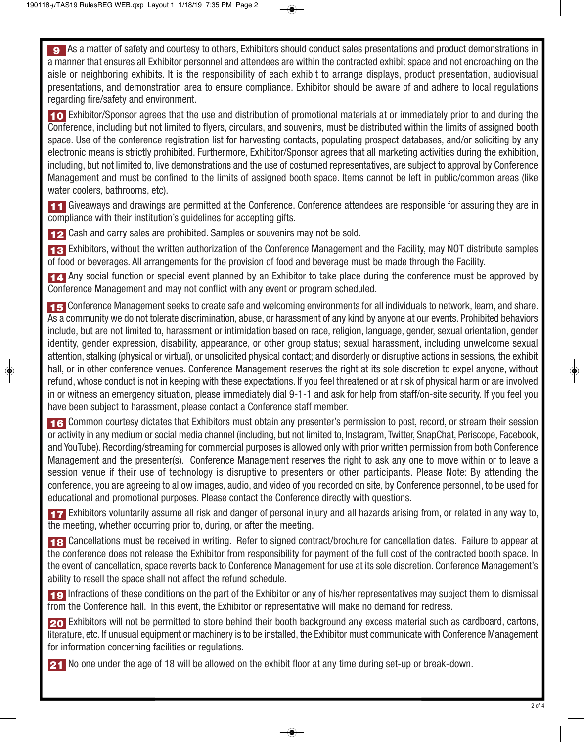**9** As a matter of safety and courtesy to others, Exhibitors should conduct sales presentations and product demonstrations in a manner that ensures all Exhibitor personnel and attendees are within the contracted exhibit space and not encroaching on the aisle or neighboring exhibits. It is the responsibility of each exhibit to arrange displays, product presentation, audiovisual presentations, and demonstration area to ensure compliance. Exhibitor should be aware of and adhere to local regulations regarding fire/safety and environment.

**10** Exhibitor/Sponsor agrees that the use and distribution of promotional materials at or immediately prior to and during the Conference, including but not limited to flyers, circulars, and souvenirs, must be distributed within the limits of assigned booth space. Use of the conference registration list for harvesting contacts, populating prospect databases, and/or soliciting by any electronic means is strictly prohibited. Furthermore, Exhibitor/Sponsor agrees that all marketing activities during the exhibition, including, but not limited to, live demonstrations and the use of costumed representatives, are subject to approval by Conference Management and must be confined to the limits of assigned booth space. Items cannot be left in public/common areas (like water coolers, bathrooms, etc).

**11** Giveaways and drawings are permitted at the Conference. Conference attendees are responsible for assuring they are in compliance with their institution's guidelines for accepting gifts.

**12** Cash and carry sales are prohibited. Samples or souvenirs may not be sold.

**13** Exhibitors, without the written authorization of the Conference Management and the Facility, may NOT distribute samples of food or beverages. All arrangements for the provision of food and beverage must be made through the Facility.

**14** Any social function or special event planned by an Exhibitor to take place during the conference must be approved by Conference Management and may not conflict with any event or program scheduled.

**15** Conference Management seeks to create safe and welcoming environments for all individuals to network, learn, and share. As a community we do not tolerate discrimination, abuse, or harassment of any kind by anyone at our events. Prohibited behaviors include, but are not limited to, harassment or intimidation based on race, religion, language, gender, sexual orientation, gender identity, gender expression, disability, appearance, or other group status; sexual harassment, including unwelcome sexual attention, stalking (physical or virtual), or unsolicited physical contact; and disorderly or disruptive actions in sessions, the exhibit hall, or in other conference venues. Conference Management reserves the right at its sole discretion to expel anyone, without refund, whose conduct is not in keeping with these expectations. If you feel threatened or at risk of physical harm or are involved in or witness an emergency situation, please immediately dial 9-1-1 and ask for help from staff/on-site security. If you feel you have been subject to harassment, please contact a Conference staff member.

**16** Common courtesy dictates that Exhibitors must obtain any presenter's permission to post, record, or stream their session or activity in any medium or social media channel (including, but not limited to, Instagram, Twitter, SnapChat, Periscope, Facebook, and YouTube). Recording/streaming for commercial purposes is allowed only with prior written permission from both Conference Management and the presenter(s). Conference Management reserves the right to ask any one to move within or to leave a session venue if their use of technology is disruptive to presenters or other participants. Please Note: By attending the conference, you are agreeing to allow images, audio, and video of you recorded on site, by Conference personnel, to be used for educational and promotional purposes. Please contact the Conference directly with questions.

**17** Exhibitors voluntarily assume all risk and danger of personal injury and all hazards arising from, or related in any way to, the meeting, whether occurring prior to, during, or after the meeting.

**18** Cancellations must be received in writing. Refer to signed contract/brochure for cancellation dates. Failure to appear at the conference does not release the Exhibitor from responsibility for payment of the full cost of the contracted booth space. In the event of cancellation, space reverts back to Conference Management for use at its sole discretion. Conference Management's ability to resell the space shall not affect the refund schedule.

**19** Infractions of these conditions on the part of the Exhibitor or any of his/her representatives may subject them to dismissal from the Conference hall. In this event, the Exhibitor or representative will make no demand for redress.

**20** Exhibitors will not be permitted to store behind their booth background any excess material such as cardboard, cartons, literature, etc. If unusual equipment or machinery is to be installed, the Exhibitor must communicate with Conference Management for information concerning facilities or regulations.

**21** No one under the age of 18 will be allowed on the exhibit floor at any time during set-up or break-down.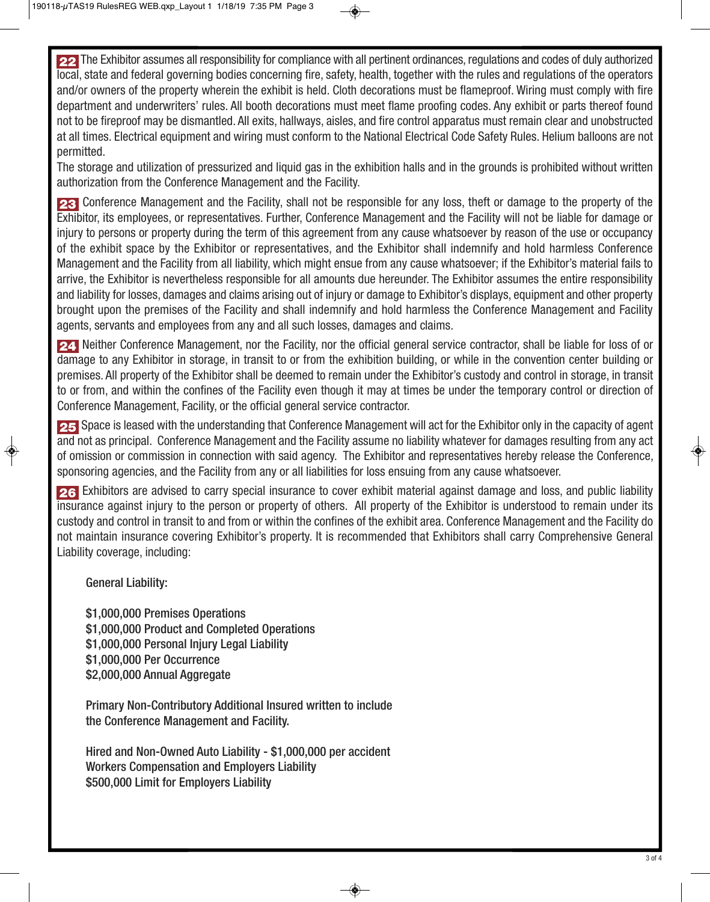**22** The Exhibitor assumes all responsibility for compliance with all pertinent ordinances, regulations and codes of duly authorized local, state and federal governing bodies concerning fire, safety, health, together with the rules and regulations of the operators and/or owners of the property wherein the exhibit is held. Cloth decorations must be flameproof. Wiring must comply with fire department and underwriters' rules. All booth decorations must meet flame proofing codes. Any exhibit or parts thereof found not to be fireproof may be dismantled. All exits, hallways, aisles, and fire control apparatus must remain clear and unobstructed at all times. Electrical equipment and wiring must conform to the National Electrical Code Safety Rules. Helium balloons are not permitted.

The storage and utilization of pressurized and liquid gas in the exhibition halls and in the grounds is prohibited without written authorization from the Conference Management and the Facility.

**23** Conference Management and the Facility, shall not be responsible for any loss, theft or damage to the property of the Exhibitor, its employees, or representatives. Further, Conference Management and the Facility will not be liable for damage or injury to persons or property during the term of this agreement from any cause whatsoever by reason of the use or occupancy of the exhibit space by the Exhibitor or representatives, and the Exhibitor shall indemnify and hold harmless Conference Management and the Facility from all liability, which might ensue from any cause whatsoever; if the Exhibitor's material fails to arrive, the Exhibitor is nevertheless responsible for all amounts due hereunder. The Exhibitor assumes the entire responsibility and liability for losses, damages and claims arising out of injury or damage to Exhibitor's displays, equipment and other property brought upon the premises of the Facility and shall indemnify and hold harmless the Conference Management and Facility agents, servants and employees from any and all such losses, damages and claims.

**24** Neither Conference Management, nor the Facility, nor the official general service contractor, shall be liable for loss of or damage to any Exhibitor in storage, in transit to or from the exhibition building, or while in the convention center building or premises. All property of the Exhibitor shall be deemed to remain under the Exhibitor's custody and control in storage, in transit to or from, and within the confines of the Facility even though it may at times be under the temporary control or direction of Conference Management, Facility, or the official general service contractor.

**25** Space is leased with the understanding that Conference Management will act for the Exhibitor only in the capacity of agent and not as principal. Conference Management and the Facility assume no liability whatever for damages resulting from any act of omission or commission in connection with said agency. The Exhibitor and representatives hereby release the Conference, sponsoring agencies, and the Facility from any or all liabilities for loss ensuing from any cause whatsoever.

**26** Exhibitors are advised to carry special insurance to cover exhibit material against damage and loss, and public liability insurance against injury to the person or property of others. All property of the Exhibitor is understood to remain under its custody and control in transit to and from or within the confines of the exhibit area. Conference Management and the Facility do not maintain insurance covering Exhibitor's property. It is recommended that Exhibitors shall carry Comprehensive General Liability coverage, including:

General Liability:

$1,000,000 Premises Operations
$1,000,000 Product and Completed Operations
$1,000,000 Personal Injury Legal Liability
$1,000,000 Per Occurrence
$2,000,000 Annual Aggregate

Primary Non-Contributory Additional Insured written to include the Conference Management and Facility.

Hired and Non-Owned Auto Liability - $1,000,000 per accident
Workers Compensation and Employers Liability
$500,000 Limit for Employers Liability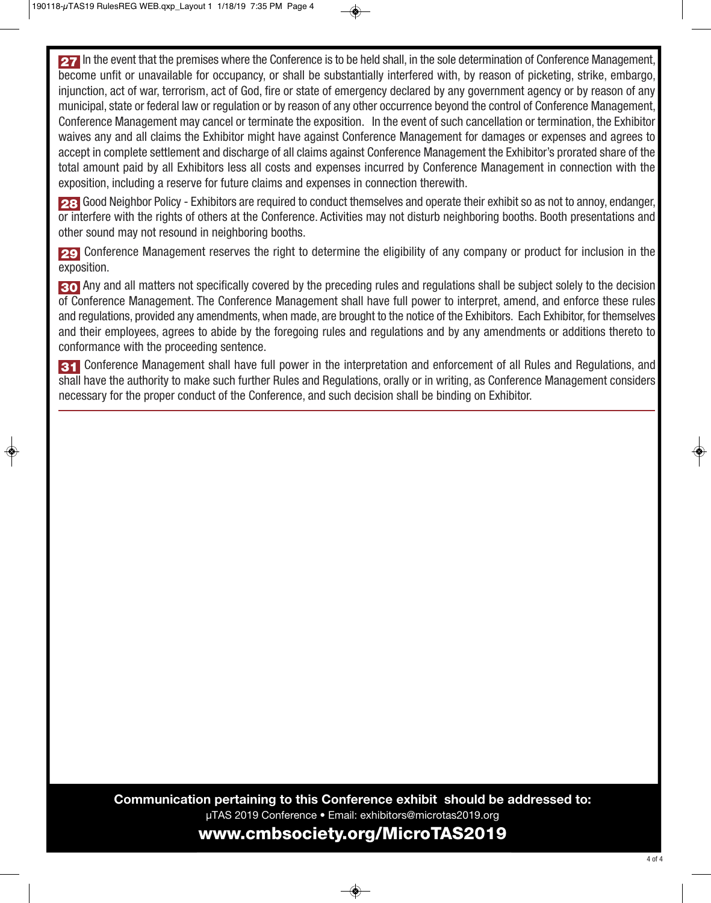**27** In the event that the premises where the Conference is to be held shall, in the sole determination of Conference Management, become unfit or unavailable for occupancy, or shall be substantially interfered with, by reason of picketing, strike, embargo, injunction, act of war, terrorism, act of God, fire or state of emergency declared by any government agency or by reason of any municipal, state or federal law or regulation or by reason of any other occurrence beyond the control of Conference Management, Conference Management may cancel or terminate the exposition. In the event of such cancellation or termination, the Exhibitor waives any and all claims the Exhibitor might have against Conference Management for damages or expenses and agrees to accept in complete settlement and discharge of all claims against Conference Management the Exhibitor's prorated share of the total amount paid by all Exhibitors less all costs and expenses incurred by Conference Management in connection with the exposition, including a reserve for future claims and expenses in connection therewith.

**28** Good Neighbor Policy - Exhibitors are required to conduct themselves and operate their exhibit so as not to annoy, endanger, or interfere with the rights of others at the Conference. Activities may not disturb neighboring booths. Booth presentations and other sound may not resound in neighboring booths.

**29** Conference Management reserves the right to determine the eligibility of any company or product for inclusion in the exposition.

**30** Any and all matters not specifically covered by the preceding rules and regulations shall be subject solely to the decision of Conference Management. The Conference Management shall have full power to interpret, amend, and enforce these rules and regulations, provided any amendments, when made, are brought to the notice of the Exhibitors. Each Exhibitor, for themselves and their employees, agrees to abide by the foregoing rules and regulations and by any amendments or additions thereto to conformance with the proceeding sentence.

**31** Conference Management shall have full power in the interpretation and enforcement of all Rules and Regulations, and shall have the authority to make such further Rules and Regulations, orally or in writing, as Conference Management considers necessary for the proper conduct of the Conference, and such decision shall be binding on Exhibitor.

---

**Communication pertaining to this Conference exhibit should be addressed to:**

µTAS 2019 Conference • Email: exhibitors@microtas2019.org

**www.cmbsociety.org/MicroTAS2019**